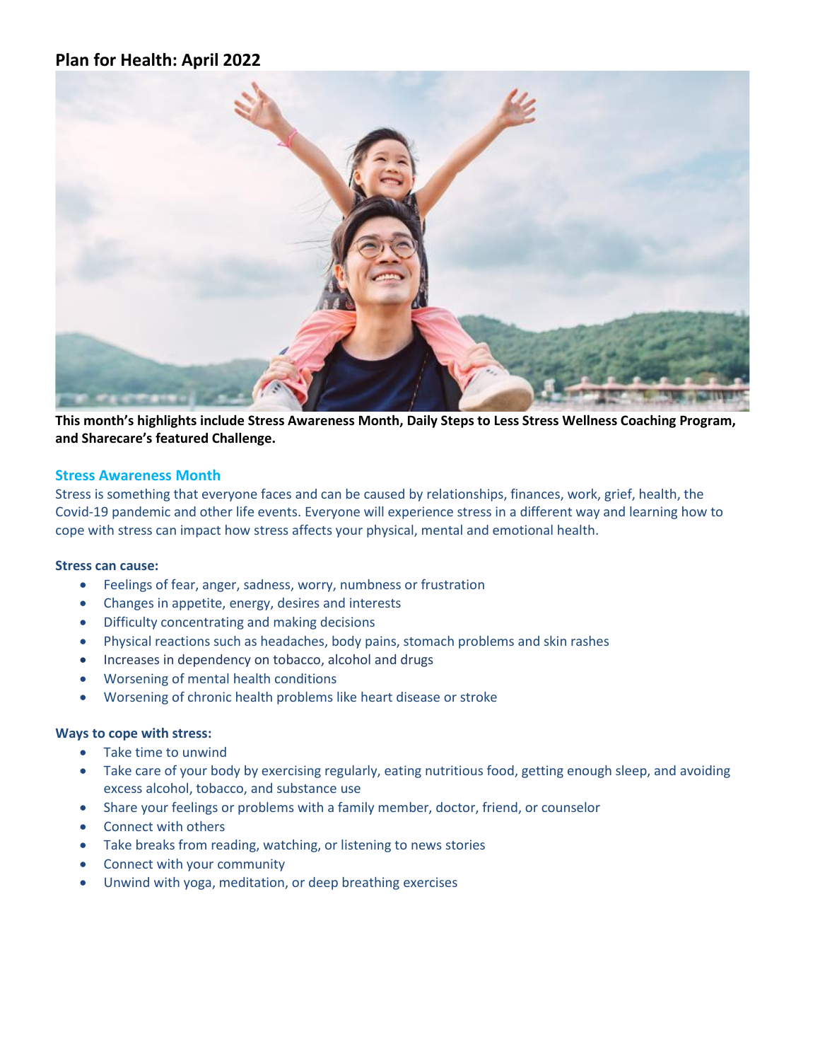# Plan for Health: April 2022

**This month's highlights include Stress Awareness Month, Daily Steps to Less Stress Wellness Coaching Program, and Sharecare's featured Challenge.**

## Stress Awareness Month

Stress is something that everyone faces and can be caused by relationships, finances, work, grief, health, the Covid-19 pandemic and other life events. Everyone will experience stress in a different way and learning how to cope with stress can impact how stress affects your physical, mental and emotional health.

**Stress can cause:**

- Feelings of fear, anger, sadness, worry, numbness or frustration
- Changes in appetite, energy, desires and interests
- Difficulty concentrating and making decisions
- Physical reactions such as headaches, body pains, stomach problems and skin rashes
- Increases in dependency on tobacco, alcohol and drugs
- Worsening of mental health conditions
- Worsening of chronic health problems like heart disease or stroke

**Ways to cope with stress:**

- Take time to unwind
- Take care of your body by exercising regularly, eating nutritious food, getting enough sleep, and avoiding excess alcohol, tobacco, and substance use
- Share your feelings or problems with a family member, doctor, friend, or counselor
- Connect with others
- Take breaks from reading, watching, or listening to news stories
- Connect with your community
- Unwind with yoga, meditation, or deep breathing exercises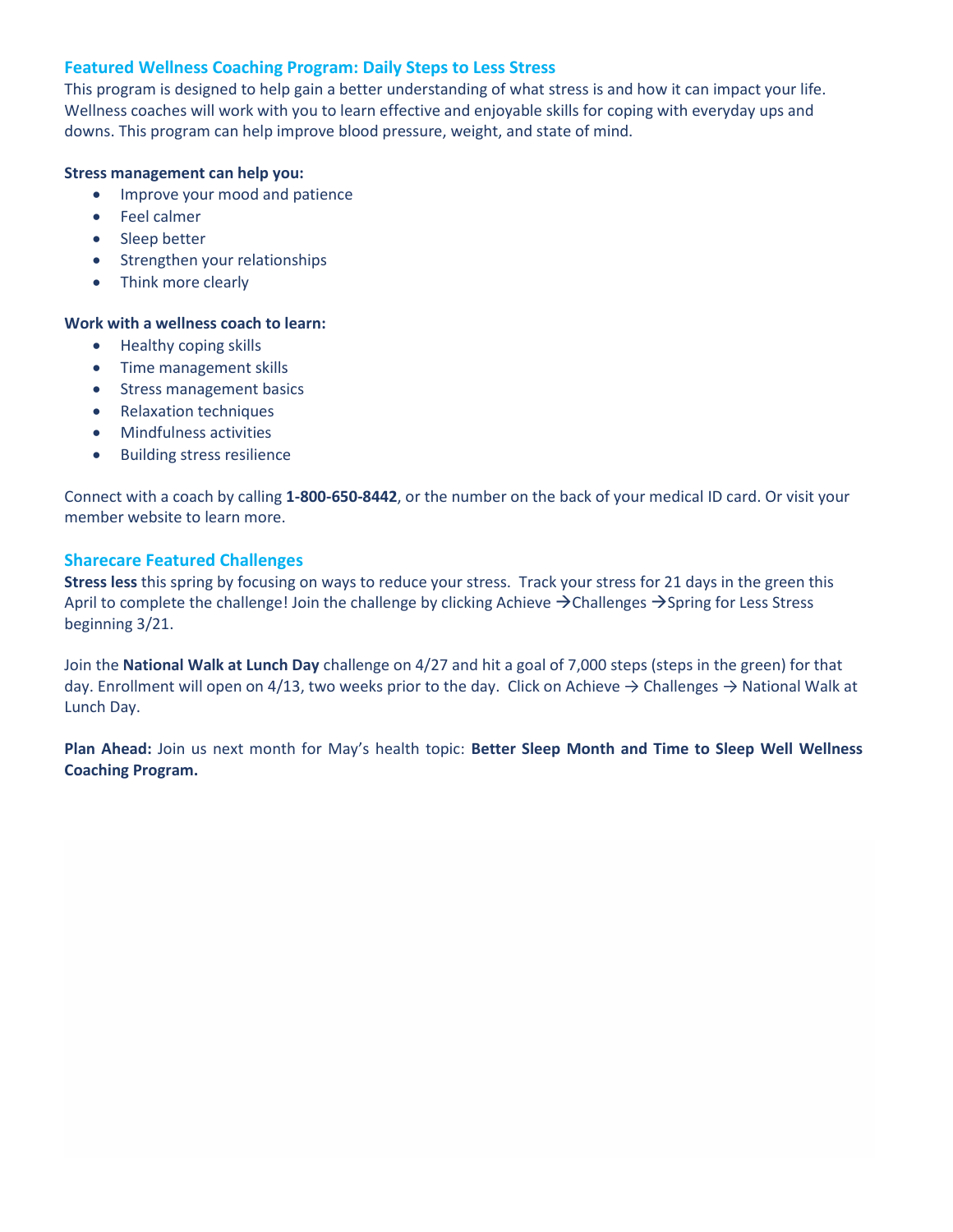## Featured Wellness Coaching Program: Daily Steps to Less Stress

This program is designed to help gain a better understanding of what stress is and how it can impact your life. Wellness coaches will work with you to learn effective and enjoyable skills for coping with everyday ups and downs. This program can help improve blood pressure, weight, and state of mind.

**Stress management can help you:**

- Improve your mood and patience
- Feel calmer
- Sleep better
- Strengthen your relationships
- Think more clearly

**Work with a wellness coach to learn:**

- Healthy coping skills
- Time management skills
- Stress management basics
- Relaxation techniques
- Mindfulness activities
- Building stress resilience

Connect with a coach by calling **1-800-650-8442**, or the number on the back of your medical ID card. Or visit your member website to learn more.

## Sharecare Featured Challenges

**Stress less** this spring by focusing on ways to reduce your stress. Track your stress for 21 days in the green this April to complete the challenge! Join the challenge by clicking Achieve →Challenges →Spring for Less Stress beginning 3/21.

Join the **National Walk at Lunch Day** challenge on 4/27 and hit a goal of 7,000 steps (steps in the green) for that day. Enrollment will open on 4/13, two weeks prior to the day. Click on Achieve → Challenges → National Walk at Lunch Day.

**Plan Ahead:** Join us next month for May's health topic: **Better Sleep Month and Time to Sleep Well Wellness Coaching Program.**